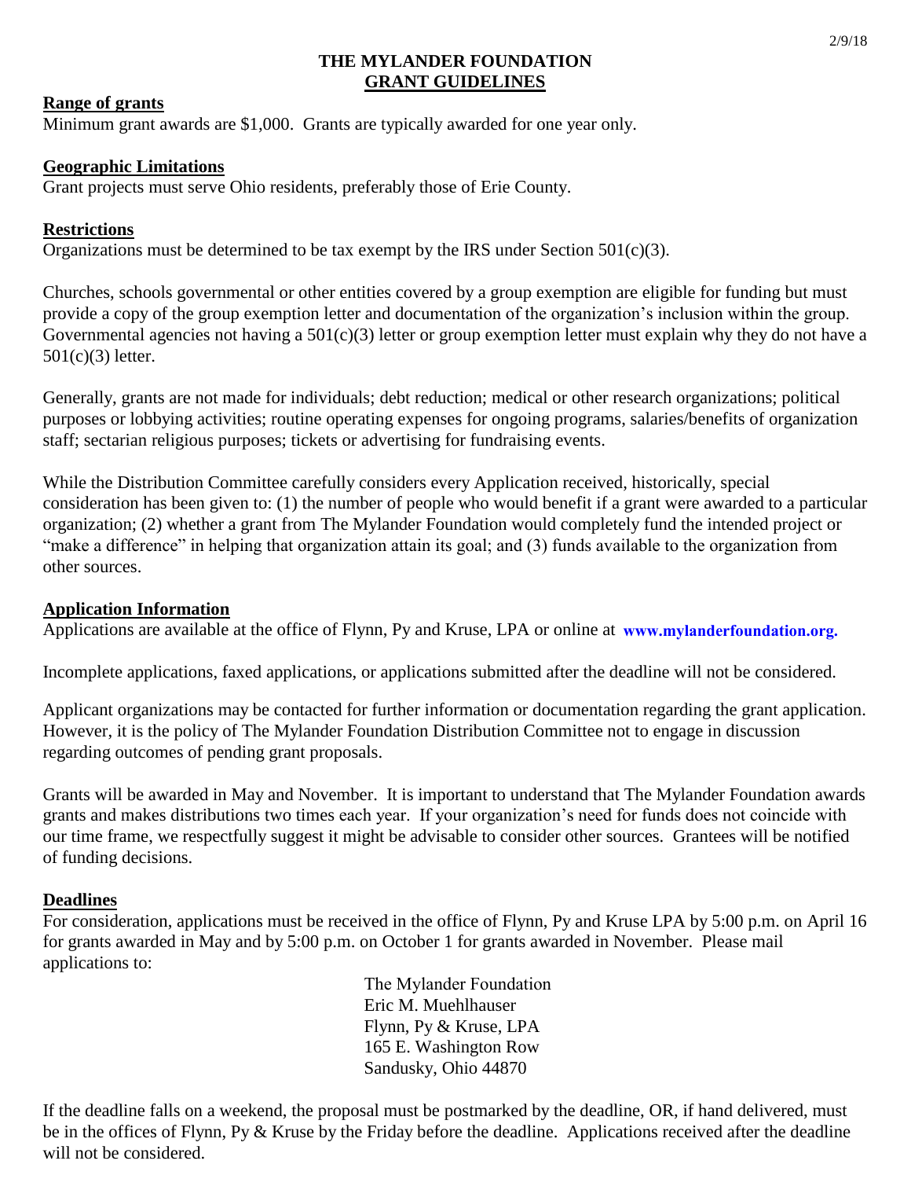# THE MYLANDER FOUNDATION
## GRANT GUIDELINES

**Range of grants**

Minimum grant awards are $1,000. Grants are typically awarded for one year only.

**Geographic Limitations**

Grant projects must serve Ohio residents, preferably those of Erie County.

**Restrictions**

Organizations must be determined to be tax exempt by the IRS under Section 501(c)(3).

Churches, schools governmental or other entities covered by a group exemption are eligible for funding but must provide a copy of the group exemption letter and documentation of the organization's inclusion within the group. Governmental agencies not having a 501(c)(3) letter or group exemption letter must explain why they do not have a 501(c)(3) letter.

Generally, grants are not made for individuals; debt reduction; medical or other research organizations; political purposes or lobbying activities; routine operating expenses for ongoing programs, salaries/benefits of organization staff; sectarian religious purposes; tickets or advertising for fundraising events.

While the Distribution Committee carefully considers every Application received, historically, special consideration has been given to: (1) the number of people who would benefit if a grant were awarded to a particular organization; (2) whether a grant from The Mylander Foundation would completely fund the intended project or "make a difference" in helping that organization attain its goal; and (3) funds available to the organization from other sources.

**Application Information**

Applications are available at the office of Flynn, Py and Kruse, LPA or online at **www.mylanderfoundation.org.**

Incomplete applications, faxed applications, or applications submitted after the deadline will not be considered.

Applicant organizations may be contacted for further information or documentation regarding the grant application. However, it is the policy of The Mylander Foundation Distribution Committee not to engage in discussion regarding outcomes of pending grant proposals.

Grants will be awarded in May and November. It is important to understand that The Mylander Foundation awards grants and makes distributions two times each year. If your organization's need for funds does not coincide with our time frame, we respectfully suggest it might be advisable to consider other sources. Grantees will be notified of funding decisions.

**Deadlines**

For consideration, applications must be received in the office of Flynn, Py and Kruse LPA by 5:00 p.m. on April 16 for grants awarded in May and by 5:00 p.m. on October 1 for grants awarded in November. Please mail applications to:

The Mylander Foundation
Eric M. Muehlhauser
Flynn, Py & Kruse, LPA
165 E. Washington Row
Sandusky, Ohio 44870

If the deadline falls on a weekend, the proposal must be postmarked by the deadline, OR, if hand delivered, must be in the offices of Flynn, Py & Kruse by the Friday before the deadline. Applications received after the deadline will not be considered.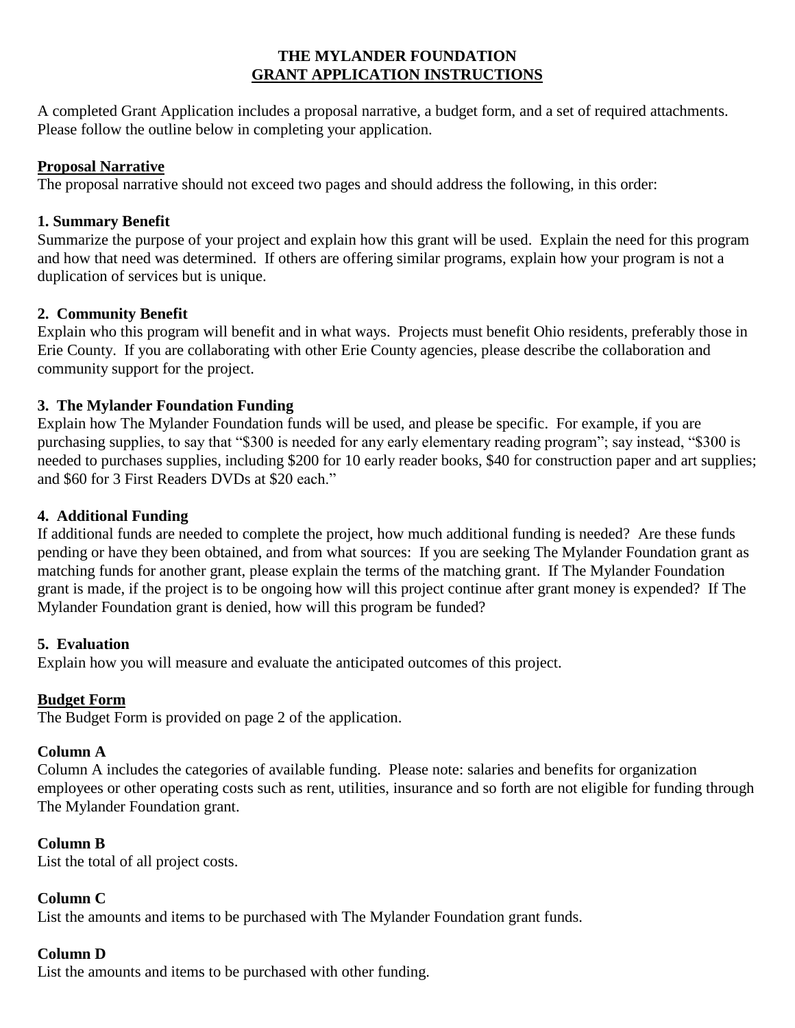# THE MYLANDER FOUNDATION
## GRANT APPLICATION INSTRUCTIONS

A completed Grant Application includes a proposal narrative, a budget form, and a set of required attachments. Please follow the outline below in completing your application.

### Proposal Narrative

The proposal narrative should not exceed two pages and should address the following, in this order:

**1. Summary Benefit**

Summarize the purpose of your project and explain how this grant will be used. Explain the need for this program and how that need was determined. If others are offering similar programs, explain how your program is not a duplication of services but is unique.

**2. Community Benefit**

Explain who this program will benefit and in what ways. Projects must benefit Ohio residents, preferably those in Erie County. If you are collaborating with other Erie County agencies, please describe the collaboration and community support for the project.

**3. The Mylander Foundation Funding**

Explain how The Mylander Foundation funds will be used, and please be specific. For example, if you are purchasing supplies, to say that "$300 is needed for any early elementary reading program"; say instead, "$300 is needed to purchases supplies, including $200 for 10 early reader books, $40 for construction paper and art supplies; and $60 for 3 First Readers DVDs at $20 each."

**4. Additional Funding**

If additional funds are needed to complete the project, how much additional funding is needed? Are these funds pending or have they been obtained, and from what sources: If you are seeking The Mylander Foundation grant as matching funds for another grant, please explain the terms of the matching grant. If The Mylander Foundation grant is made, if the project is to be ongoing how will this project continue after grant money is expended? If The Mylander Foundation grant is denied, how will this program be funded?

**5. Evaluation**

Explain how you will measure and evaluate the anticipated outcomes of this project.

### Budget Form

The Budget Form is provided on page 2 of the application.

**Column A**

Column A includes the categories of available funding. Please note: salaries and benefits for organization employees or other operating costs such as rent, utilities, insurance and so forth are not eligible for funding through The Mylander Foundation grant.

**Column B**

List the total of all project costs.

**Column C**

List the amounts and items to be purchased with The Mylander Foundation grant funds.

**Column D**

List the amounts and items to be purchased with other funding.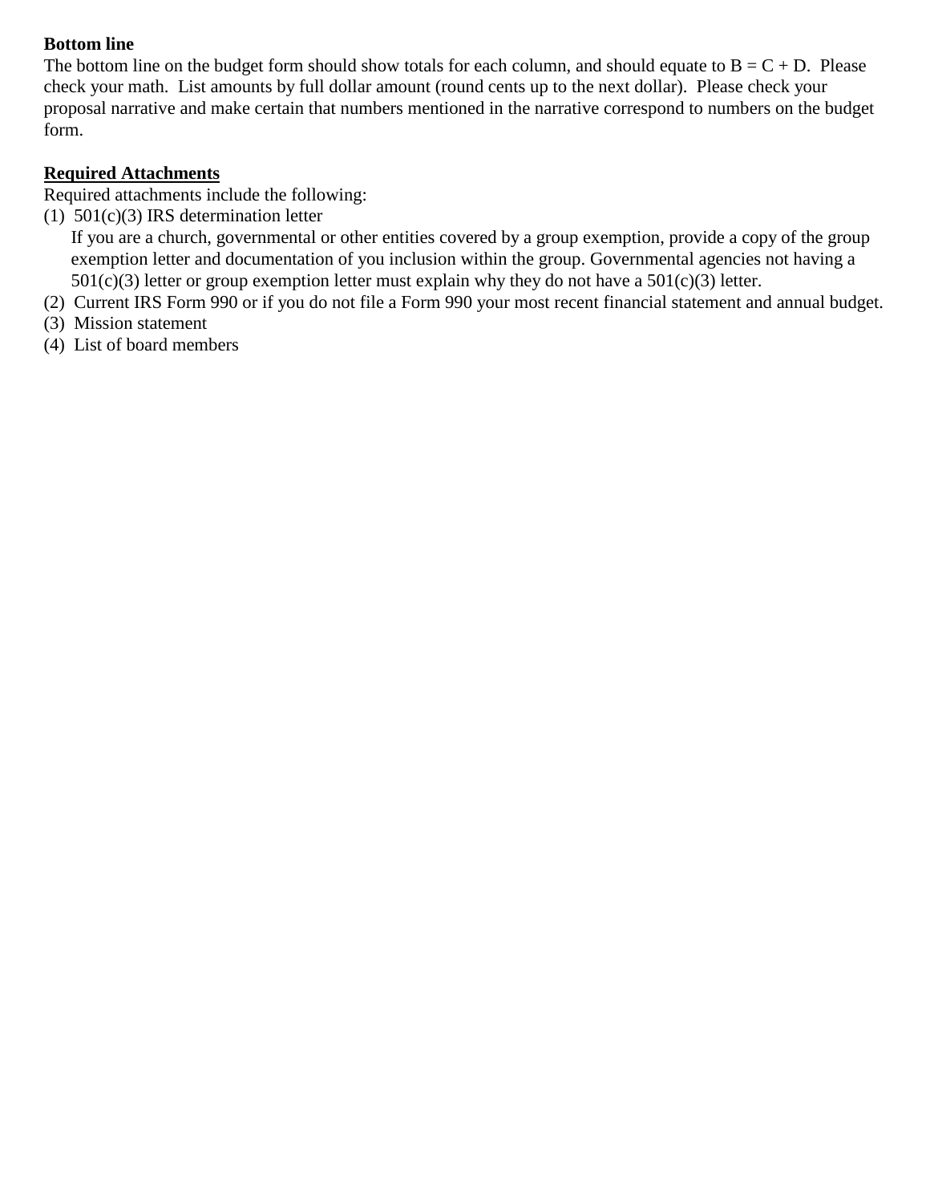**Bottom line**

The bottom line on the budget form should show totals for each column, and should equate to B = C + D. Please check your math. List amounts by full dollar amount (round cents up to the next dollar). Please check your proposal narrative and make certain that numbers mentioned in the narrative correspond to numbers on the budget form.

**Required Attachments**

Required attachments include the following:

(1) 501(c)(3) IRS determination letter
If you are a church, governmental or other entities covered by a group exemption, provide a copy of the group exemption letter and documentation of you inclusion within the group. Governmental agencies not having a 501(c)(3) letter or group exemption letter must explain why they do not have a 501(c)(3) letter.

(2) Current IRS Form 990 or if you do not file a Form 990 your most recent financial statement and annual budget.

(3) Mission statement

(4) List of board members